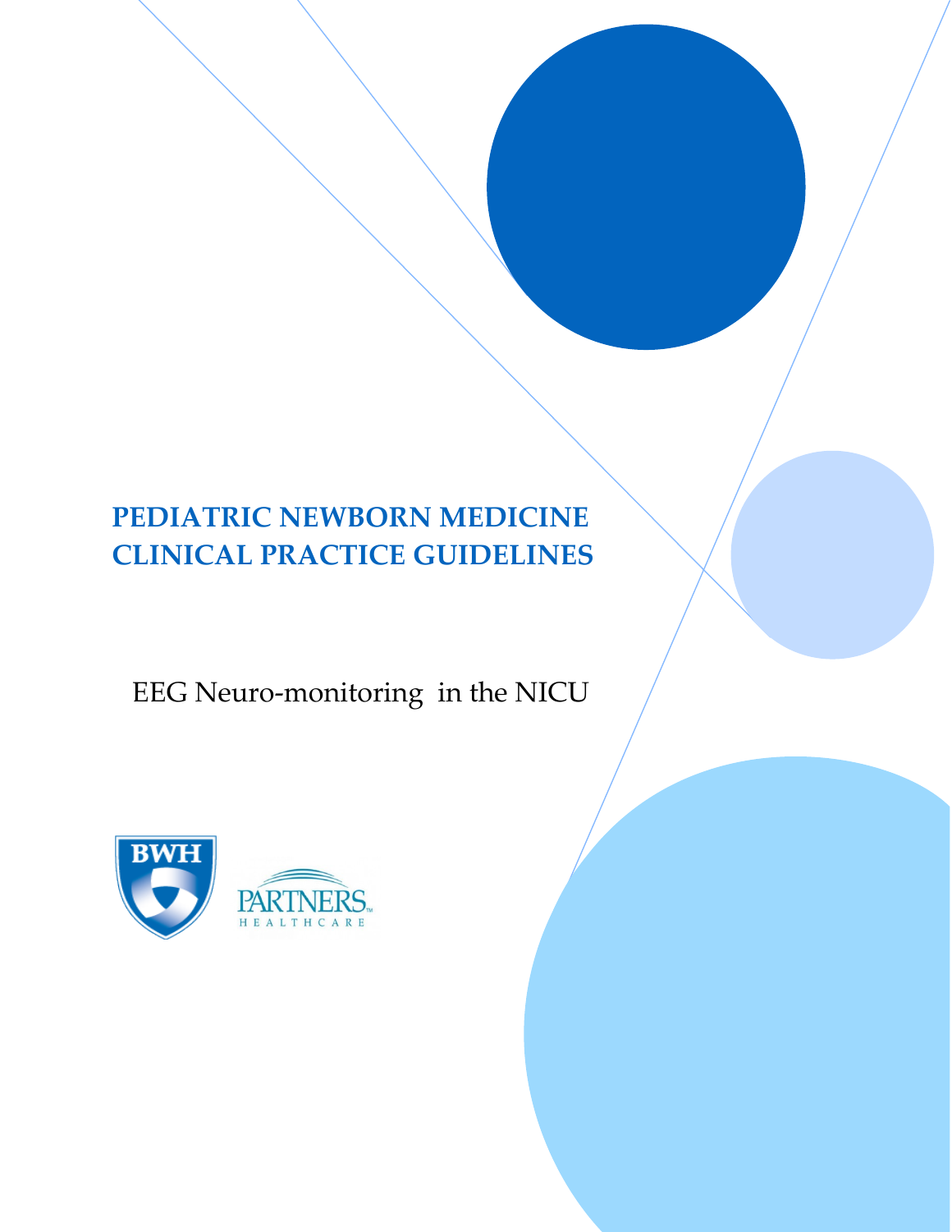# PEDIATRIC NEWBORN MEDICINE CLINICAL PRACTICE GUIDELINES

EEG Neuro-monitoring in the NICU

BWH

PARTNERS HEALTHCARE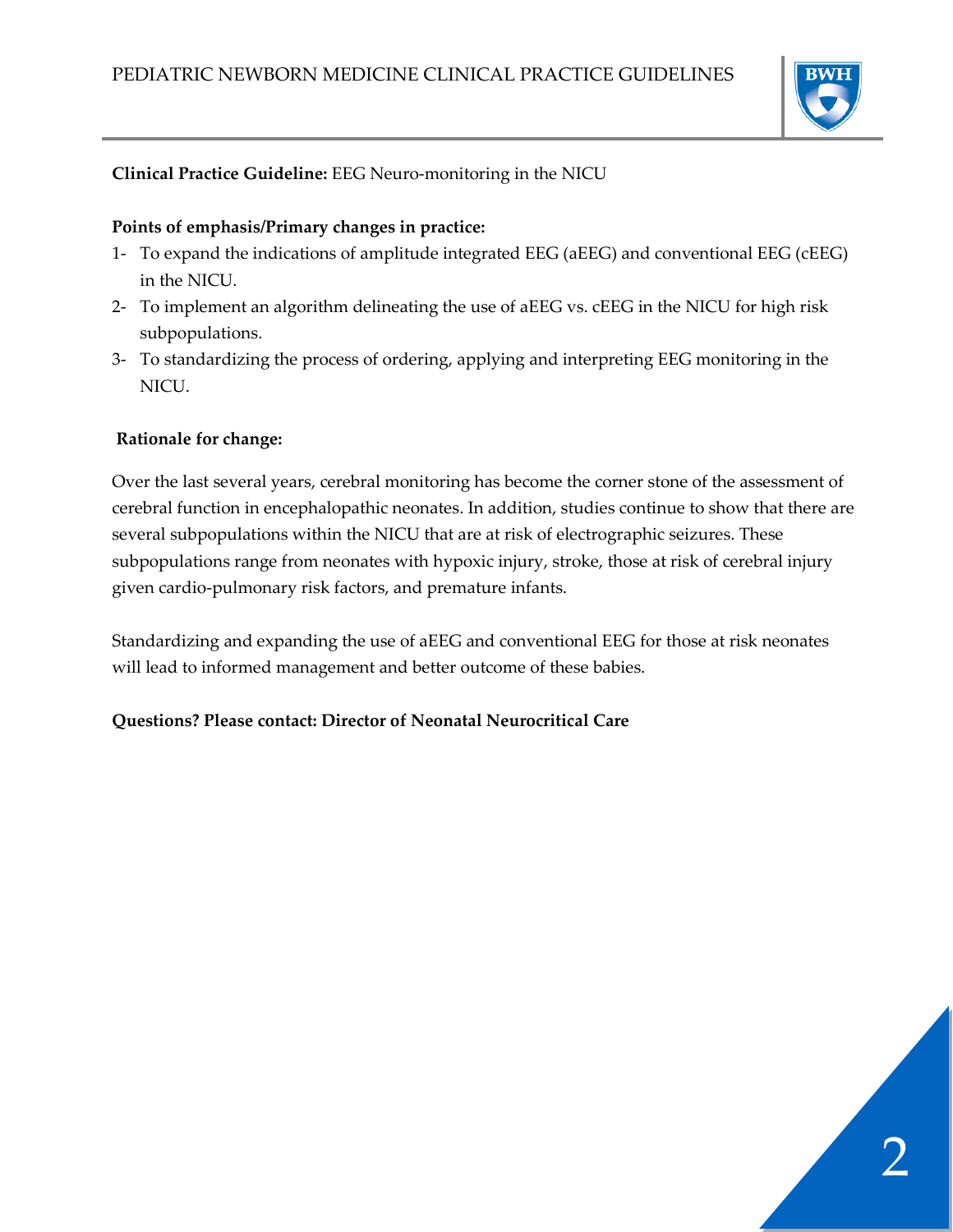**Clinical Practice Guideline:** EEG Neuro-monitoring in the NICU

**Points of emphasis/Primary changes in practice:**

1- To expand the indications of amplitude integrated EEG (aEEG) and conventional EEG (cEEG) in the NICU.
2- To implement an algorithm delineating the use of aEEG vs. cEEG in the NICU for high risk subpopulations.
3- To standardizing the process of ordering, applying and interpreting EEG monitoring in the NICU.

**Rationale for change:**

Over the last several years, cerebral monitoring has become the corner stone of the assessment of cerebral function in encephalopathic neonates. In addition, studies continue to show that there are several subpopulations within the NICU that are at risk of electrographic seizures. These subpopulations range from neonates with hypoxic injury, stroke, those at risk of cerebral injury given cardio-pulmonary risk factors, and premature infants.

Standardizing and expanding the use of aEEG and conventional EEG for those at risk neonates will lead to informed management and better outcome of these babies.

**Questions? Please contact: Director of Neonatal Neurocritical Care**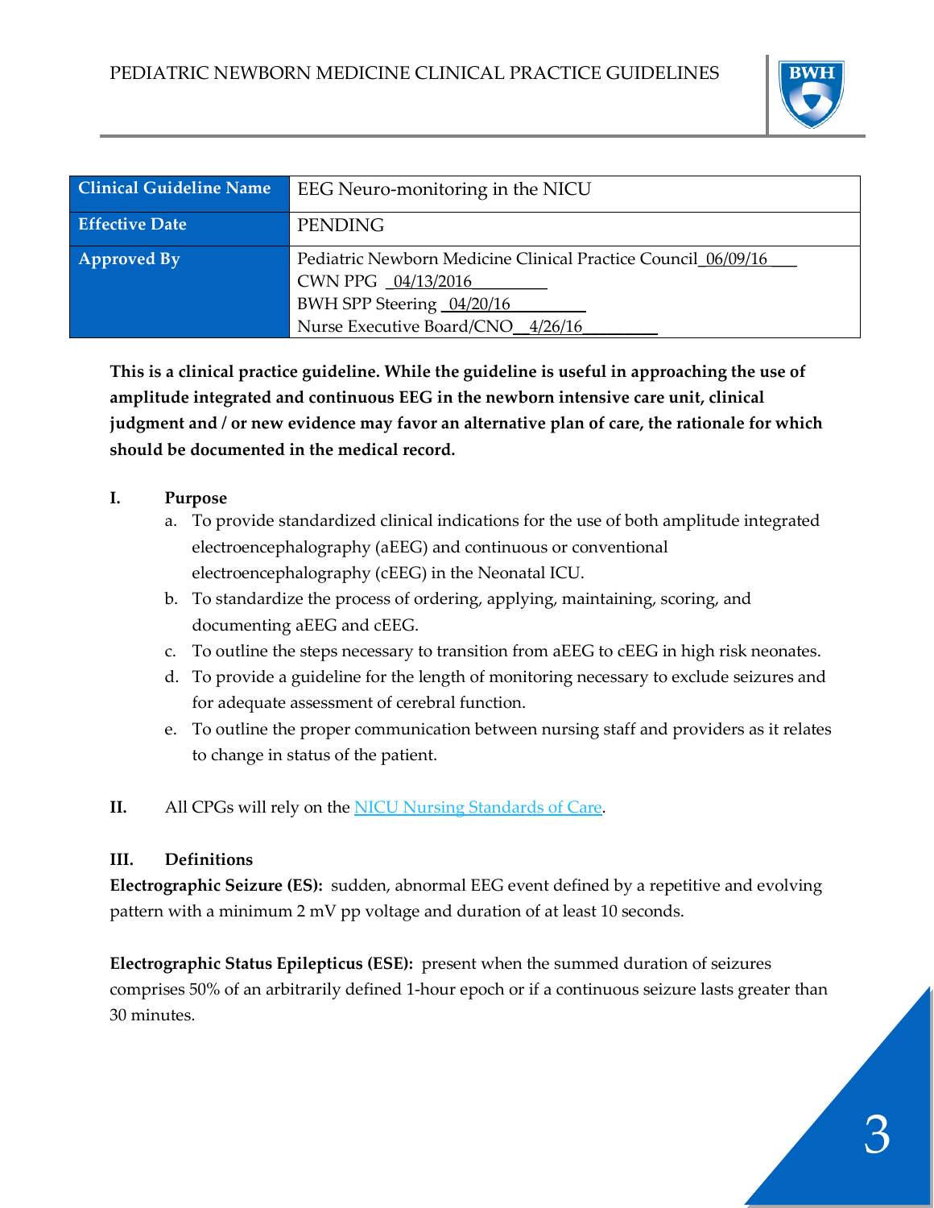| Clinical Guideline Name | EEG Neuro-monitoring in the NICU |
| --- | --- |
| Effective Date | PENDING |
| Approved By | Pediatric Newborn Medicine Clinical Practice Council 06/09/16<br>CWN PPG 04/13/2016<br>BWH SPP Steering 04/20/16<br>Nurse Executive Board/CNO 4/26/16 |

**This is a clinical practice guideline. While the guideline is useful in approaching the use of amplitude integrated and continuous EEG in the newborn intensive care unit, clinical judgment and / or new evidence may favor an alternative plan of care, the rationale for which should be documented in the medical record.**

## I. Purpose

a. To provide standardized clinical indications for the use of both amplitude integrated electroencephalography (aEEG) and continuous or conventional electroencephalography (cEEG) in the Neonatal ICU.
b. To standardize the process of ordering, applying, maintaining, scoring, and documenting aEEG and cEEG.
c. To outline the steps necessary to transition from aEEG to cEEG in high risk neonates.
d. To provide a guideline for the length of monitoring necessary to exclude seizures and for adequate assessment of cerebral function.
e. To outline the proper communication between nursing staff and providers as it relates to change in status of the patient.

## II. All CPGs will rely on the NICU Nursing Standards of Care.

## III. Definitions

**Electrographic Seizure (ES):** sudden, abnormal EEG event defined by a repetitive and evolving pattern with a minimum 2 mV pp voltage and duration of at least 10 seconds.

**Electrographic Status Epilepticus (ESE):** present when the summed duration of seizures comprises 50% of an arbitrarily defined 1-hour epoch or if a continuous seizure lasts greater than 30 minutes.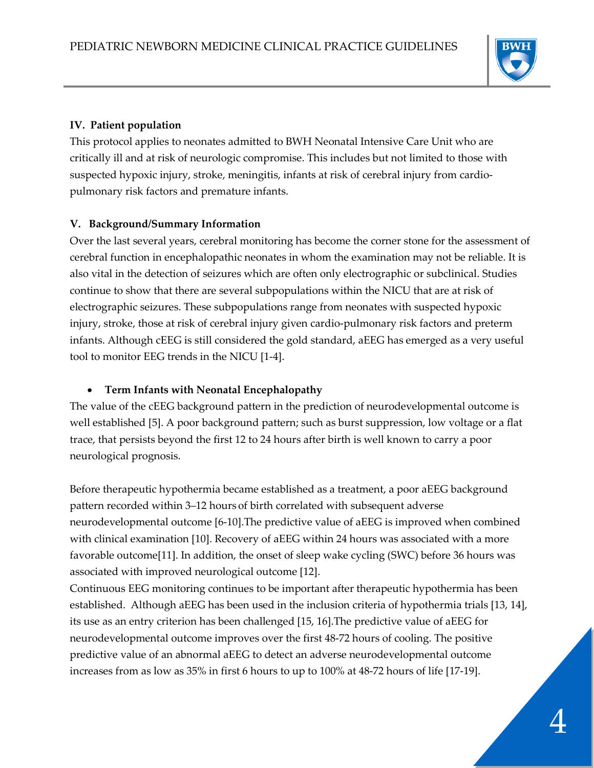### IV. Patient population

This protocol applies to neonates admitted to BWH Neonatal Intensive Care Unit who are critically ill and at risk of neurologic compromise. This includes but not limited to those with suspected hypoxic injury, stroke, meningitis, infants at risk of cerebral injury from cardio-pulmonary risk factors and premature infants.

### V. Background/Summary Information

Over the last several years, cerebral monitoring has become the corner stone for the assessment of cerebral function in encephalopathic neonates in whom the examination may not be reliable. It is also vital in the detection of seizures which are often only electrographic or subclinical. Studies continue to show that there are several subpopulations within the NICU that are at risk of electrographic seizures. These subpopulations range from neonates with suspected hypoxic injury, stroke, those at risk of cerebral injury given cardio-pulmonary risk factors and preterm infants. Although cEEG is still considered the gold standard, aEEG has emerged as a very useful tool to monitor EEG trends in the NICU [1-4].

- **Term Infants with Neonatal Encephalopathy**

The value of the cEEG background pattern in the prediction of neurodevelopmental outcome is well established [5]. A poor background pattern; such as burst suppression, low voltage or a flat trace, that persists beyond the first 12 to 24 hours after birth is well known to carry a poor neurological prognosis.

Before therapeutic hypothermia became established as a treatment, a poor aEEG background pattern recorded within 3–12 hours of birth correlated with subsequent adverse neurodevelopmental outcome [6-10].The predictive value of aEEG is improved when combined with clinical examination [10]. Recovery of aEEG within 24 hours was associated with a more favorable outcome[11]. In addition, the onset of sleep wake cycling (SWC) before 36 hours was associated with improved neurological outcome [12].

Continuous EEG monitoring continues to be important after therapeutic hypothermia has been established. Although aEEG has been used in the inclusion criteria of hypothermia trials [13, 14], its use as an entry criterion has been challenged [15, 16].The predictive value of aEEG for neurodevelopmental outcome improves over the first 48-72 hours of cooling. The positive predictive value of an abnormal aEEG to detect an adverse neurodevelopmental outcome increases from as low as 35% in first 6 hours to up to 100% at 48-72 hours of life [17-19].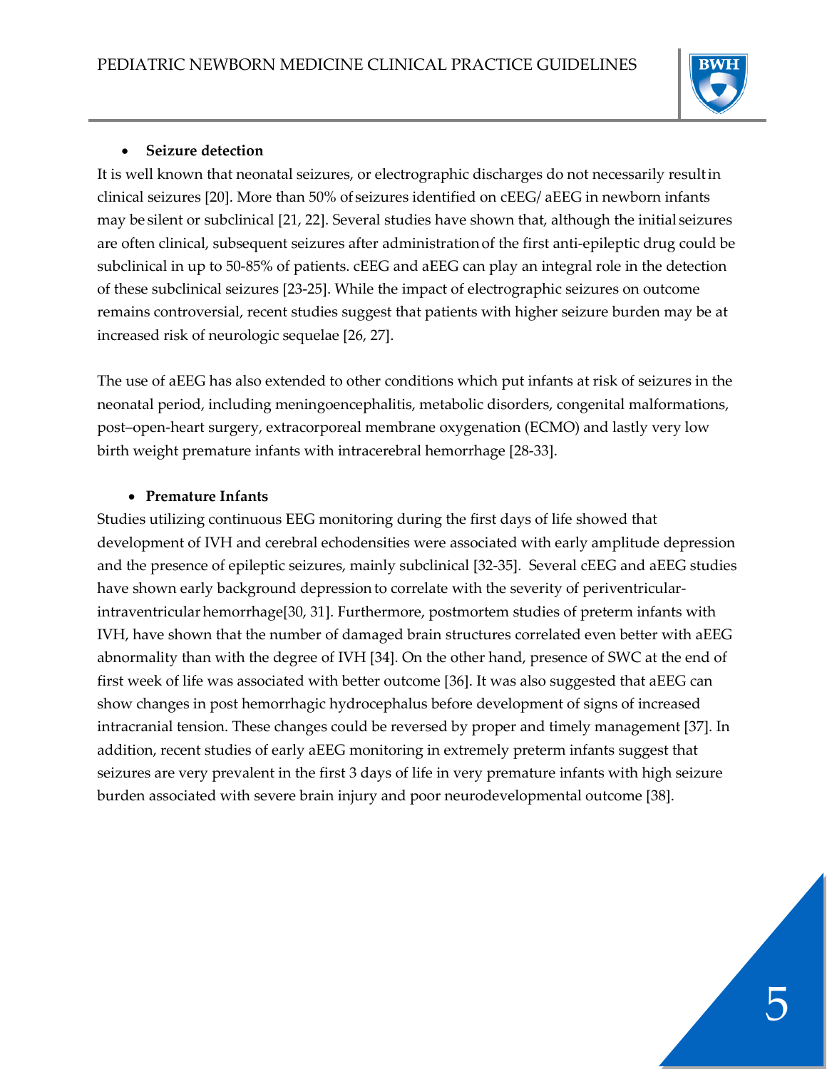- **Seizure detection**

It is well known that neonatal seizures, or electrographic discharges do not necessarily result in clinical seizures [20]. More than 50% of seizures identified on cEEG/ aEEG in newborn infants may be silent or subclinical [21, 22]. Several studies have shown that, although the initial seizures are often clinical, subsequent seizures after administration of the first anti-epileptic drug could be subclinical in up to 50-85% of patients. cEEG and aEEG can play an integral role in the detection of these subclinical seizures [23-25]. While the impact of electrographic seizures on outcome remains controversial, recent studies suggest that patients with higher seizure burden may be at increased risk of neurologic sequelae [26, 27].

The use of aEEG has also extended to other conditions which put infants at risk of seizures in the neonatal period, including meningoencephalitis, metabolic disorders, congenital malformations, post–open-heart surgery, extracorporeal membrane oxygenation (ECMO) and lastly very low birth weight premature infants with intracerebral hemorrhage [28-33].

- **Premature Infants**

Studies utilizing continuous EEG monitoring during the first days of life showed that development of IVH and cerebral echodensities were associated with early amplitude depression and the presence of epileptic seizures, mainly subclinical [32-35]. Several cEEG and aEEG studies have shown early background depression to correlate with the severity of periventricular-intraventricular hemorrhage[30, 31]. Furthermore, postmortem studies of preterm infants with IVH, have shown that the number of damaged brain structures correlated even better with aEEG abnormality than with the degree of IVH [34]. On the other hand, presence of SWC at the end of first week of life was associated with better outcome [36]. It was also suggested that aEEG can show changes in post hemorrhagic hydrocephalus before development of signs of increased intracranial tension. These changes could be reversed by proper and timely management [37]. In addition, recent studies of early aEEG monitoring in extremely preterm infants suggest that seizures are very prevalent in the first 3 days of life in very premature infants with high seizure burden associated with severe brain injury and poor neurodevelopmental outcome [38].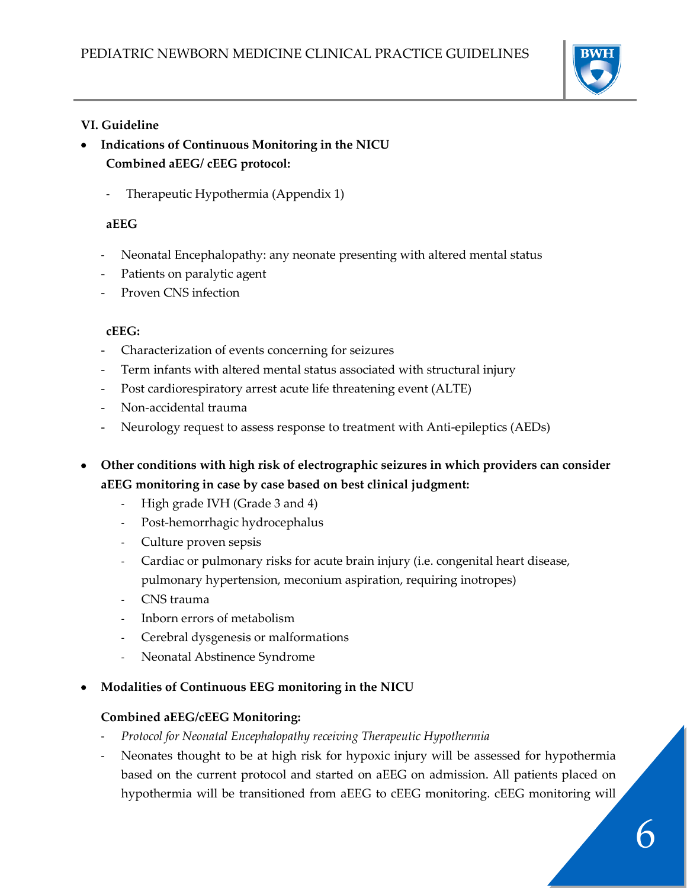## VI. Guideline

- **Indications of Continuous Monitoring in the NICU**

  **Combined aEEG/ cEEG protocol:**

  - Therapeutic Hypothermia (Appendix 1)

  **aEEG**

  - Neonatal Encephalopathy: any neonate presenting with altered mental status
  - Patients on paralytic agent
  - Proven CNS infection

  **cEEG:**

  - Characterization of events concerning for seizures
  - Term infants with altered mental status associated with structural injury
  - Post cardiorespiratory arrest acute life threatening event (ALTE)
  - Non-accidental trauma
  - Neurology request to assess response to treatment with Anti-epileptics (AEDs)

- **Other conditions with high risk of electrographic seizures in which providers can consider aEEG monitoring in case by case based on best clinical judgment:**
  - High grade IVH (Grade 3 and 4)
  - Post-hemorrhagic hydrocephalus
  - Culture proven sepsis
  - Cardiac or pulmonary risks for acute brain injury (i.e. congenital heart disease, pulmonary hypertension, meconium aspiration, requiring inotropes)
  - CNS trauma
  - Inborn errors of metabolism
  - Cerebral dysgenesis or malformations
  - Neonatal Abstinence Syndrome

- **Modalities of Continuous EEG monitoring in the NICU**

  **Combined aEEG/cEEG Monitoring:**

  - *Protocol for Neonatal Encephalopathy receiving Therapeutic Hypothermia*
  - Neonates thought to be at high risk for hypoxic injury will be assessed for hypothermia based on the current protocol and started on aEEG on admission. All patients placed on hypothermia will be transitioned from aEEG to cEEG monitoring. cEEG monitoring will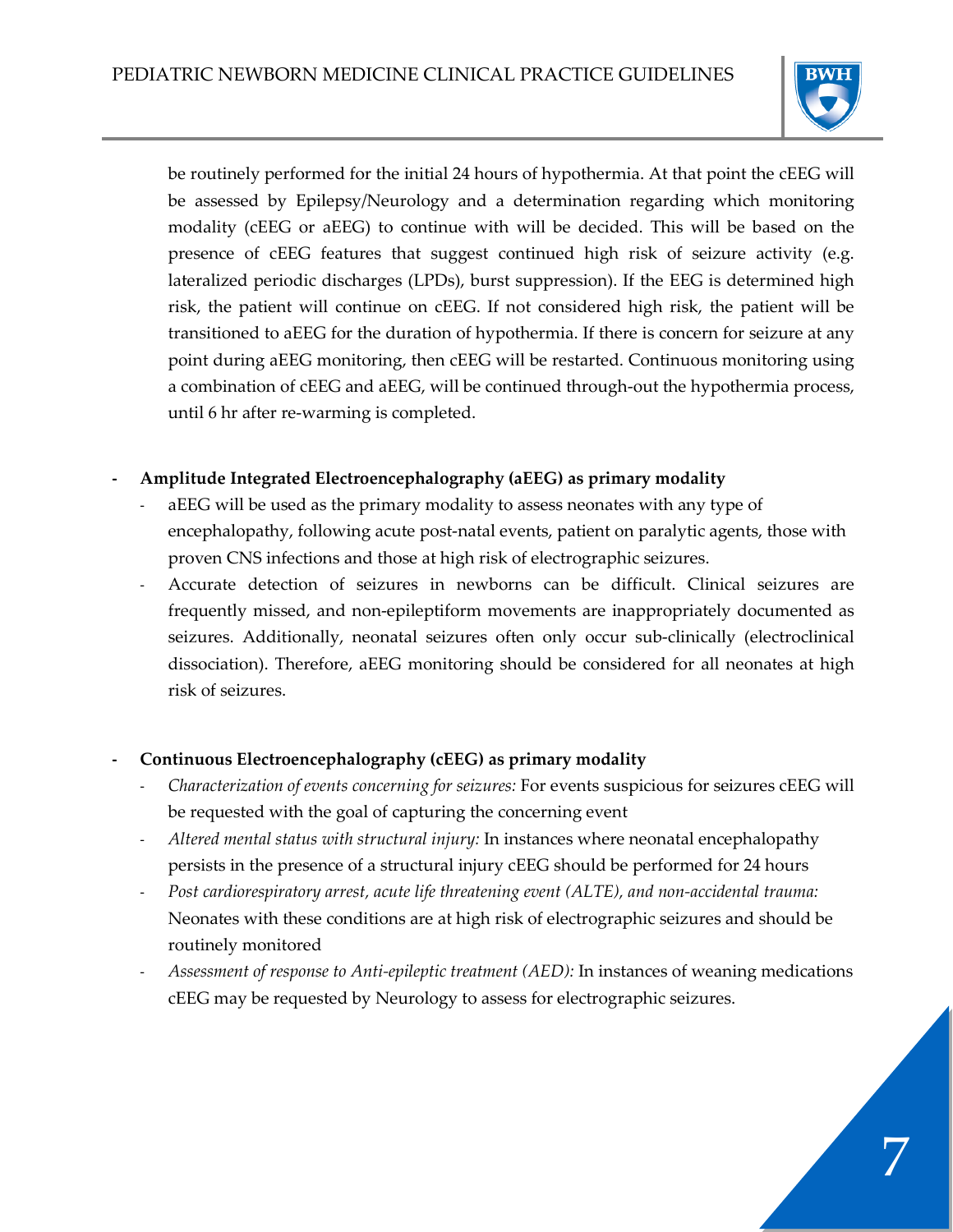be routinely performed for the initial 24 hours of hypothermia. At that point the cEEG will be assessed by Epilepsy/Neurology and a determination regarding which monitoring modality (cEEG or aEEG) to continue with will be decided. This will be based on the presence of cEEG features that suggest continued high risk of seizure activity (e.g. lateralized periodic discharges (LPDs), burst suppression). If the EEG is determined high risk, the patient will continue on cEEG. If not considered high risk, the patient will be transitioned to aEEG for the duration of hypothermia. If there is concern for seizure at any point during aEEG monitoring, then cEEG will be restarted. Continuous monitoring using a combination of cEEG and aEEG, will be continued through-out the hypothermia process, until 6 hr after re-warming is completed.

- **Amplitude Integrated Electroencephalography (aEEG) as primary modality**
  - aEEG will be used as the primary modality to assess neonates with any type of encephalopathy, following acute post-natal events, patient on paralytic agents, those with proven CNS infections and those at high risk of electrographic seizures.
  - Accurate detection of seizures in newborns can be difficult. Clinical seizures are frequently missed, and non-epileptiform movements are inappropriately documented as seizures. Additionally, neonatal seizures often only occur sub-clinically (electroclinical dissociation). Therefore, aEEG monitoring should be considered for all neonates at high risk of seizures.

- **Continuous Electroencephalography (cEEG) as primary modality**
  - *Characterization of events concerning for seizures:* For events suspicious for seizures cEEG will be requested with the goal of capturing the concerning event
  - *Altered mental status with structural injury:* In instances where neonatal encephalopathy persists in the presence of a structural injury cEEG should be performed for 24 hours
  - *Post cardiorespiratory arrest, acute life threatening event (ALTE), and non-accidental trauma:* Neonates with these conditions are at high risk of electrographic seizures and should be routinely monitored
  - *Assessment of response to Anti-epileptic treatment (AED):* In instances of weaning medications cEEG may be requested by Neurology to assess for electrographic seizures.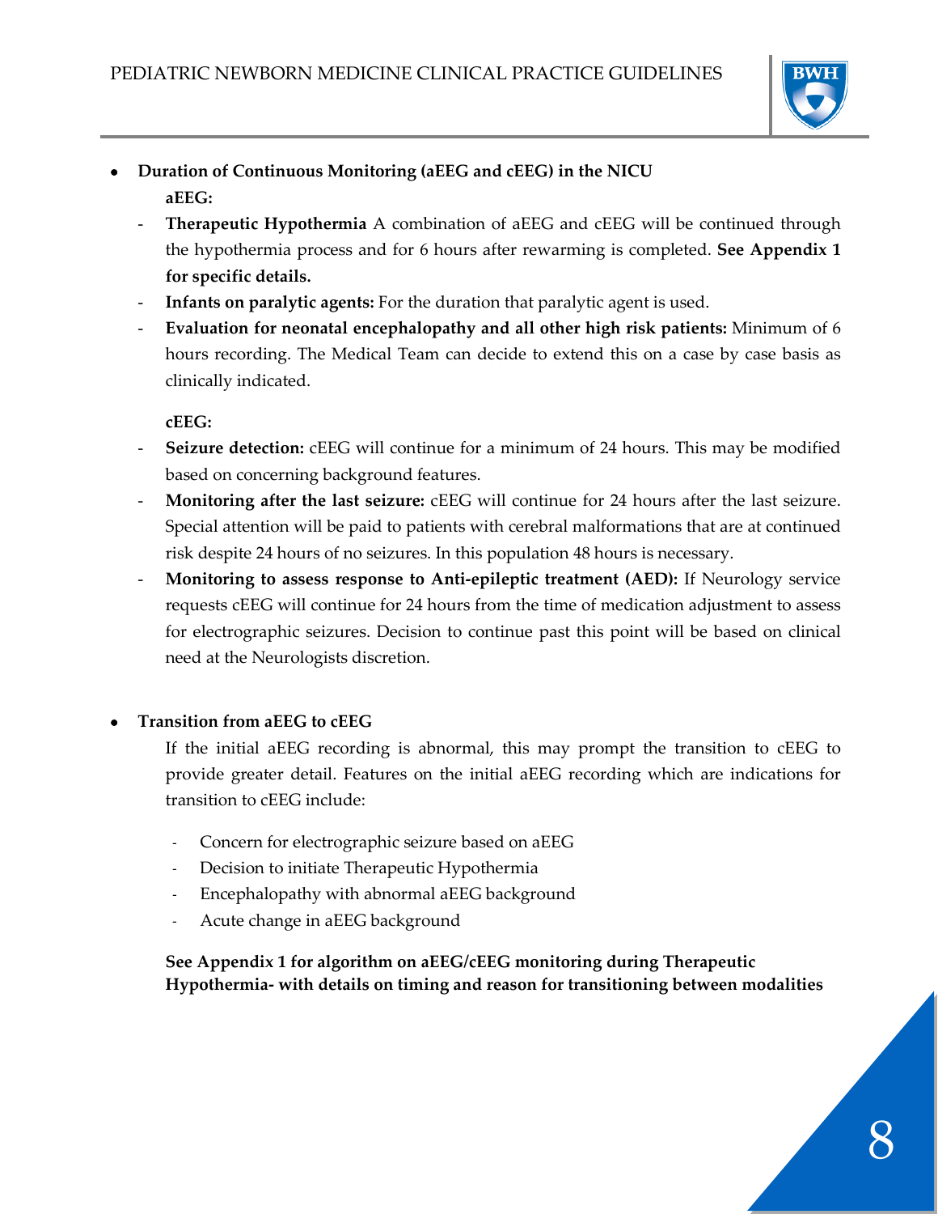- **Duration of Continuous Monitoring (aEEG and cEEG) in the NICU**

  **aEEG:**

  - **Therapeutic Hypothermia** A combination of aEEG and cEEG will be continued through the hypothermia process and for 6 hours after rewarming is completed. **See Appendix 1 for specific details.**
  - **Infants on paralytic agents:** For the duration that paralytic agent is used.
  - **Evaluation for neonatal encephalopathy and all other high risk patients:** Minimum of 6 hours recording. The Medical Team can decide to extend this on a case by case basis as clinically indicated.

  **cEEG:**

  - **Seizure detection:** cEEG will continue for a minimum of 24 hours. This may be modified based on concerning background features.
  - **Monitoring after the last seizure:** cEEG will continue for 24 hours after the last seizure. Special attention will be paid to patients with cerebral malformations that are at continued risk despite 24 hours of no seizures. In this population 48 hours is necessary.
  - **Monitoring to assess response to Anti-epileptic treatment (AED):** If Neurology service requests cEEG will continue for 24 hours from the time of medication adjustment to assess for electrographic seizures. Decision to continue past this point will be based on clinical need at the Neurologists discretion.

- **Transition from aEEG to cEEG**

  If the initial aEEG recording is abnormal, this may prompt the transition to cEEG to provide greater detail. Features on the initial aEEG recording which are indications for transition to cEEG include:

  - Concern for electrographic seizure based on aEEG
  - Decision to initiate Therapeutic Hypothermia
  - Encephalopathy with abnormal aEEG background
  - Acute change in aEEG background

  **See Appendix 1 for algorithm on aEEG/cEEG monitoring during Therapeutic Hypothermia- with details on timing and reason for transitioning between modalities**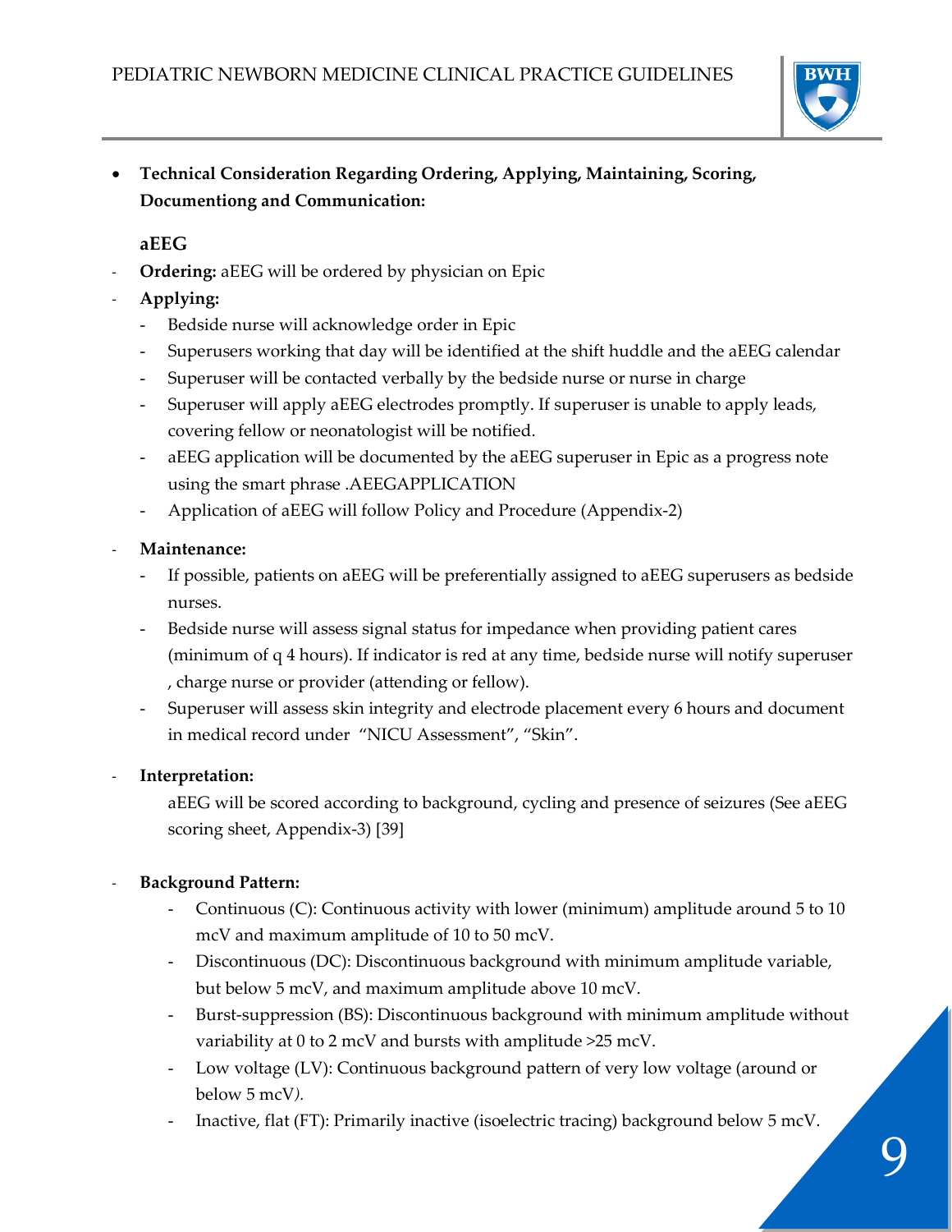- **Technical Consideration Regarding Ordering, Applying, Maintaining, Scoring, Documentiong and Communication:**

**aEEG**

- **Ordering:** aEEG will be ordered by physician on Epic
- **Applying:**
  - Bedside nurse will acknowledge order in Epic
  - Superusers working that day will be identified at the shift huddle and the aEEG calendar
  - Superuser will be contacted verbally by the bedside nurse or nurse in charge
  - Superuser will apply aEEG electrodes promptly. If superuser is unable to apply leads, covering fellow or neonatologist will be notified.
  - aEEG application will be documented by the aEEG superuser in Epic as a progress note using the smart phrase .AEEGAPPLICATION
  - Application of aEEG will follow Policy and Procedure (Appendix-2)
- **Maintenance:**
  - If possible, patients on aEEG will be preferentially assigned to aEEG superusers as bedside nurses.
  - Bedside nurse will assess signal status for impedance when providing patient cares (minimum of q 4 hours). If indicator is red at any time, bedside nurse will notify superuser , charge nurse or provider (attending or fellow).
  - Superuser will assess skin integrity and electrode placement every 6 hours and document in medical record under "NICU Assessment", "Skin".
- **Interpretation:**

  aEEG will be scored according to background, cycling and presence of seizures (See aEEG scoring sheet, Appendix-3) [39]

- **Background Pattern:**
  - Continuous (C): Continuous activity with lower (minimum) amplitude around 5 to 10 mcV and maximum amplitude of 10 to 50 mcV.
  - Discontinuous (DC): Discontinuous background with minimum amplitude variable, but below 5 mcV, and maximum amplitude above 10 mcV.
  - Burst-suppression (BS): Discontinuous background with minimum amplitude without variability at 0 to 2 mcV and bursts with amplitude >25 mcV.
  - Low voltage (LV): Continuous background pattern of very low voltage (around or below 5 mcV).
  - Inactive, flat (FT): Primarily inactive (isoelectric tracing) background below 5 mcV.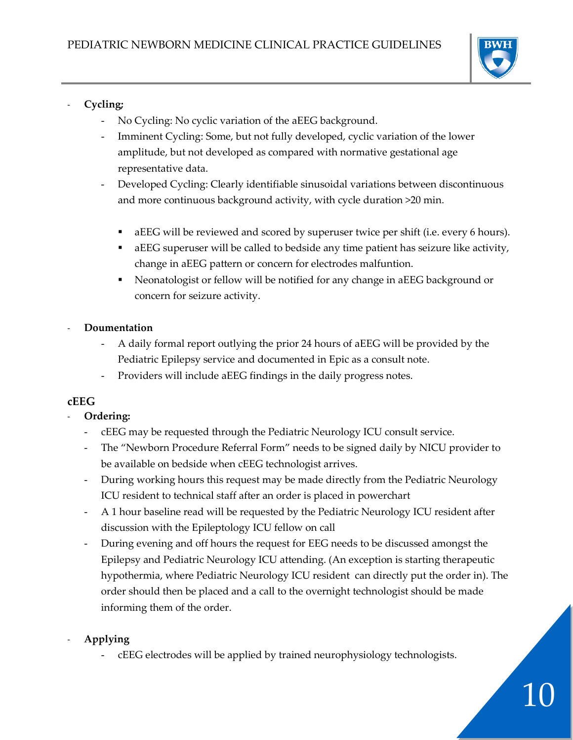- **Cycling;**
    - No Cycling: No cyclic variation of the aEEG background.
    - Imminent Cycling: Some, but not fully developed, cyclic variation of the lower amplitude, but not developed as compared with normative gestational age representative data.
    - Developed Cycling: Clearly identifiable sinusoidal variations between discontinuous and more continuous background activity, with cycle duration >20 min.

        - aEEG will be reviewed and scored by superuser twice per shift (i.e. every 6 hours).
        - aEEG superuser will be called to bedside any time patient has seizure like activity, change in aEEG pattern or concern for electrodes malfuntion.
        - Neonatologist or fellow will be notified for any change in aEEG background or concern for seizure activity.

- **Doumentation**
    - A daily formal report outlying the prior 24 hours of aEEG will be provided by the Pediatric Epilepsy service and documented in Epic as a consult note.
    - Providers will include aEEG findings in the daily progress notes.

**cEEG**

- **Ordering:**
    - cEEG may be requested through the Pediatric Neurology ICU consult service.
    - The "Newborn Procedure Referral Form" needs to be signed daily by NICU provider to be available on bedside when cEEG technologist arrives.
    - During working hours this request may be made directly from the Pediatric Neurology ICU resident to technical staff after an order is placed in powerchart
    - A 1 hour baseline read will be requested by the Pediatric Neurology ICU resident after discussion with the Epileptology ICU fellow on call
    - During evening and off hours the request for EEG needs to be discussed amongst the Epilepsy and Pediatric Neurology ICU attending. (An exception is starting therapeutic hypothermia, where Pediatric Neurology ICU resident can directly put the order in). The order should then be placed and a call to the overnight technologist should be made informing them of the order.

- **Applying**
    - cEEG electrodes will be applied by trained neurophysiology technologists.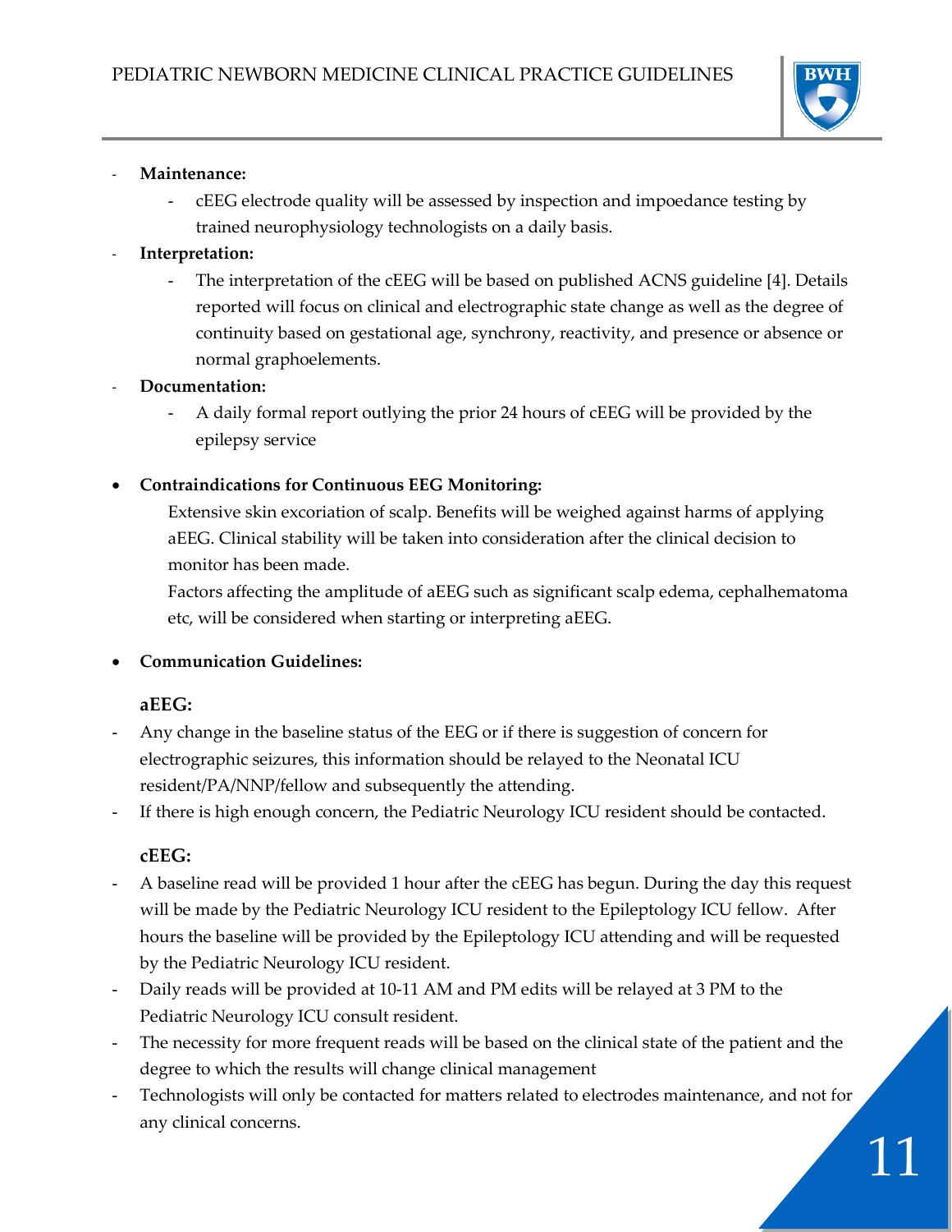- **Maintenance:**
    - cEEG electrode quality will be assessed by inspection and impoedance testing by trained neurophysiology technologists on a daily basis.
- **Interpretation:**
    - The interpretation of the cEEG will be based on published ACNS guideline [4]. Details reported will focus on clinical and electrographic state change as well as the degree of continuity based on gestational age, synchrony, reactivity, and presence or absence or normal graphoelements.
- **Documentation:**
    - A daily formal report outlying the prior 24 hours of cEEG will be provided by the epilepsy service

- **Contraindications for Continuous EEG Monitoring:**

  Extensive skin excoriation of scalp. Benefits will be weighed against harms of applying aEEG. Clinical stability will be taken into consideration after the clinical decision to monitor has been made.

  Factors affecting the amplitude of aEEG such as significant scalp edema, cephalhematoma etc, will be considered when starting or interpreting aEEG.

- **Communication Guidelines:**

**aEEG:**

- Any change in the baseline status of the EEG or if there is suggestion of concern for electrographic seizures, this information should be relayed to the Neonatal ICU resident/PA/NNP/fellow and subsequently the attending.
- If there is high enough concern, the Pediatric Neurology ICU resident should be contacted.

**cEEG:**

- A baseline read will be provided 1 hour after the cEEG has begun. During the day this request will be made by the Pediatric Neurology ICU resident to the Epileptology ICU fellow. After hours the baseline will be provided by the Epileptology ICU attending and will be requested by the Pediatric Neurology ICU resident.
- Daily reads will be provided at 10-11 AM and PM edits will be relayed at 3 PM to the Pediatric Neurology ICU consult resident.
- The necessity for more frequent reads will be based on the clinical state of the patient and the degree to which the results will change clinical management
- Technologists will only be contacted for matters related to electrodes maintenance, and not for any clinical concerns.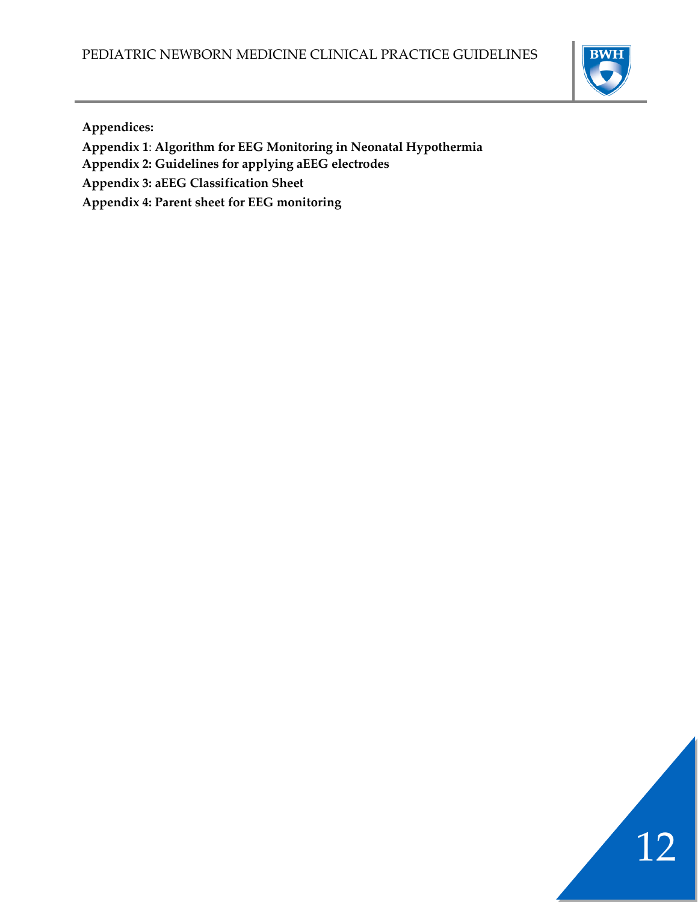**Appendices:**

**Appendix 1**: **Algorithm for EEG Monitoring in Neonatal Hypothermia**

**Appendix 2: Guidelines for applying aEEG electrodes**

**Appendix 3: aEEG Classification Sheet**

**Appendix 4: Parent sheet for EEG monitoring**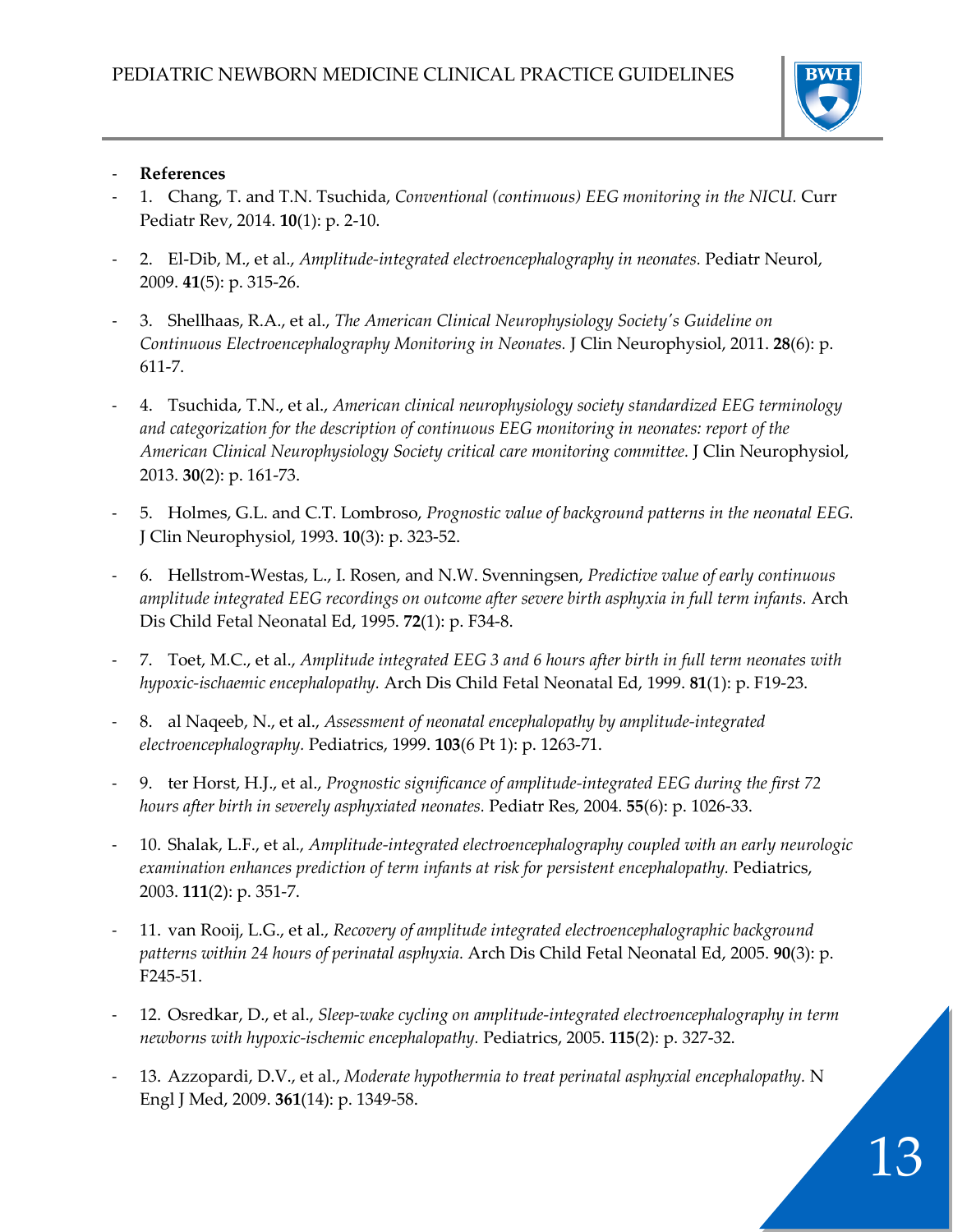- **References**
- 1. Chang, T. and T.N. Tsuchida, *Conventional (continuous) EEG monitoring in the NICU.* Curr Pediatr Rev, 2014. **10**(1): p. 2-10.
- 2. El-Dib, M., et al., *Amplitude-integrated electroencephalography in neonates.* Pediatr Neurol, 2009. **41**(5): p. 315-26.
- 3. Shellhaas, R.A., et al., *The American Clinical Neurophysiology Society's Guideline on Continuous Electroencephalography Monitoring in Neonates.* J Clin Neurophysiol, 2011. **28**(6): p. 611-7.
- 4. Tsuchida, T.N., et al., *American clinical neurophysiology society standardized EEG terminology and categorization for the description of continuous EEG monitoring in neonates: report of the American Clinical Neurophysiology Society critical care monitoring committee.* J Clin Neurophysiol, 2013. **30**(2): p. 161-73.
- 5. Holmes, G.L. and C.T. Lombroso, *Prognostic value of background patterns in the neonatal EEG.* J Clin Neurophysiol, 1993. **10**(3): p. 323-52.
- 6. Hellstrom-Westas, L., I. Rosen, and N.W. Svenningsen, *Predictive value of early continuous amplitude integrated EEG recordings on outcome after severe birth asphyxia in full term infants.* Arch Dis Child Fetal Neonatal Ed, 1995. **72**(1): p. F34-8.
- 7. Toet, M.C., et al., *Amplitude integrated EEG 3 and 6 hours after birth in full term neonates with hypoxic-ischaemic encephalopathy.* Arch Dis Child Fetal Neonatal Ed, 1999. **81**(1): p. F19-23.
- 8. al Naqeeb, N., et al., *Assessment of neonatal encephalopathy by amplitude-integrated electroencephalography.* Pediatrics, 1999. **103**(6 Pt 1): p. 1263-71.
- 9. ter Horst, H.J., et al., *Prognostic significance of amplitude-integrated EEG during the first 72 hours after birth in severely asphyxiated neonates.* Pediatr Res, 2004. **55**(6): p. 1026-33.
- 10. Shalak, L.F., et al., *Amplitude-integrated electroencephalography coupled with an early neurologic examination enhances prediction of term infants at risk for persistent encephalopathy.* Pediatrics, 2003. **111**(2): p. 351-7.
- 11. van Rooij, L.G., et al., *Recovery of amplitude integrated electroencephalographic background patterns within 24 hours of perinatal asphyxia.* Arch Dis Child Fetal Neonatal Ed, 2005. **90**(3): p. F245-51.
- 12. Osredkar, D., et al., *Sleep-wake cycling on amplitude-integrated electroencephalography in term newborns with hypoxic-ischemic encephalopathy.* Pediatrics, 2005. **115**(2): p. 327-32.
- 13. Azzopardi, D.V., et al., *Moderate hypothermia to treat perinatal asphyxial encephalopathy.* N Engl J Med, 2009. **361**(14): p. 1349-58.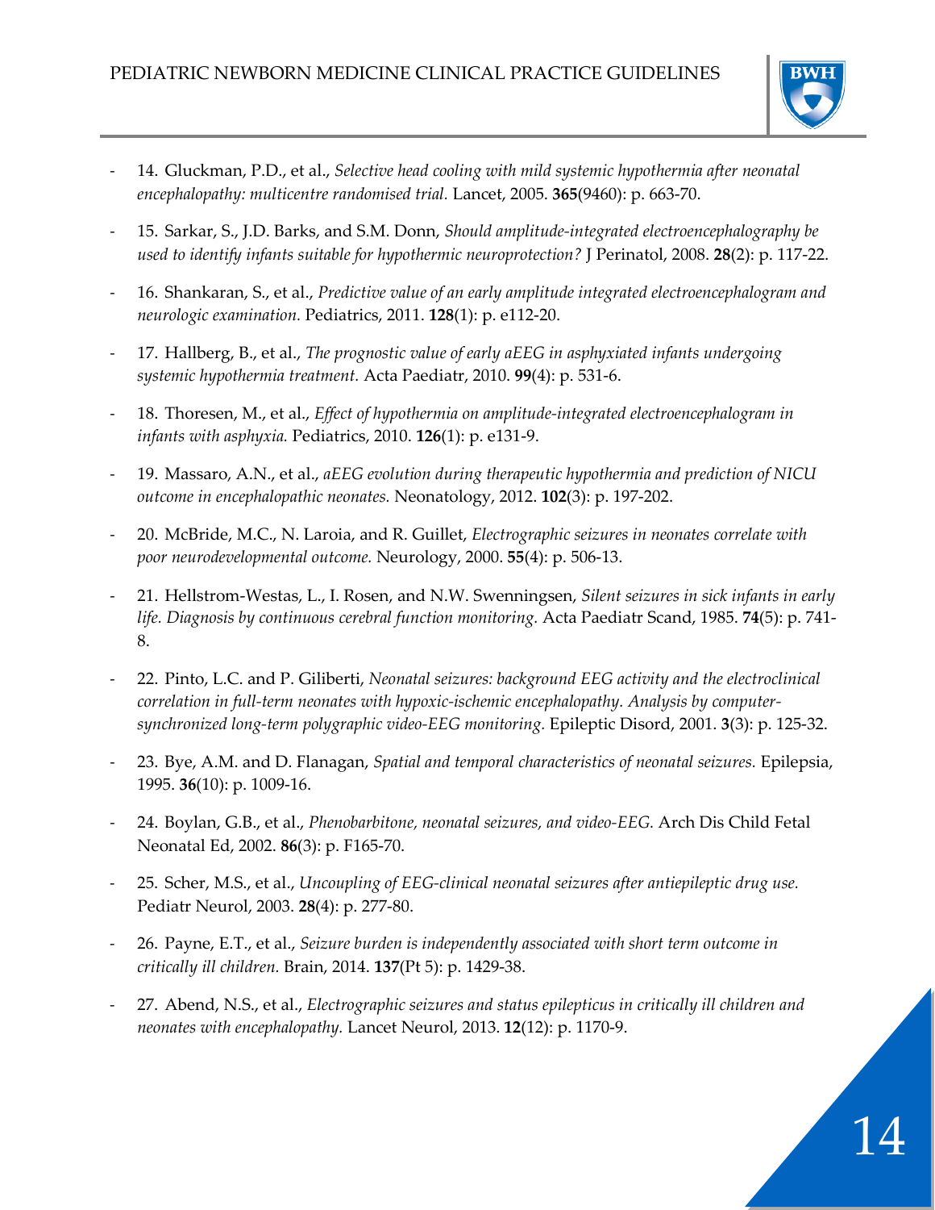- 14. Gluckman, P.D., et al., *Selective head cooling with mild systemic hypothermia after neonatal encephalopathy: multicentre randomised trial.* Lancet, 2005. **365**(9460): p. 663-70.

- 15. Sarkar, S., J.D. Barks, and S.M. Donn, *Should amplitude-integrated electroencephalography be used to identify infants suitable for hypothermic neuroprotection?* J Perinatol, 2008. **28**(2): p. 117-22.

- 16. Shankaran, S., et al., *Predictive value of an early amplitude integrated electroencephalogram and neurologic examination.* Pediatrics, 2011. **128**(1): p. e112-20.

- 17. Hallberg, B., et al., *The prognostic value of early aEEG in asphyxiated infants undergoing systemic hypothermia treatment.* Acta Paediatr, 2010. **99**(4): p. 531-6.

- 18. Thoresen, M., et al., *Effect of hypothermia on amplitude-integrated electroencephalogram in infants with asphyxia.* Pediatrics, 2010. **126**(1): p. e131-9.

- 19. Massaro, A.N., et al., *aEEG evolution during therapeutic hypothermia and prediction of NICU outcome in encephalopathic neonates.* Neonatology, 2012. **102**(3): p. 197-202.

- 20. McBride, M.C., N. Laroia, and R. Guillet, *Electrographic seizures in neonates correlate with poor neurodevelopmental outcome.* Neurology, 2000. **55**(4): p. 506-13.

- 21. Hellstrom-Westas, L., I. Rosen, and N.W. Swenningsen, *Silent seizures in sick infants in early life. Diagnosis by continuous cerebral function monitoring.* Acta Paediatr Scand, 1985. **74**(5): p. 741-8.

- 22. Pinto, L.C. and P. Giliberti, *Neonatal seizures: background EEG activity and the electroclinical correlation in full-term neonates with hypoxic-ischemic encephalopathy. Analysis by computer-synchronized long-term polygraphic video-EEG monitoring.* Epileptic Disord, 2001. **3**(3): p. 125-32.

- 23. Bye, A.M. and D. Flanagan, *Spatial and temporal characteristics of neonatal seizures.* Epilepsia, 1995. **36**(10): p. 1009-16.

- 24. Boylan, G.B., et al., *Phenobarbitone, neonatal seizures, and video-EEG.* Arch Dis Child Fetal Neonatal Ed, 2002. **86**(3): p. F165-70.

- 25. Scher, M.S., et al., *Uncoupling of EEG-clinical neonatal seizures after antiepileptic drug use.* Pediatr Neurol, 2003. **28**(4): p. 277-80.

- 26. Payne, E.T., et al., *Seizure burden is independently associated with short term outcome in critically ill children.* Brain, 2014. **137**(Pt 5): p. 1429-38.

- 27. Abend, N.S., et al., *Electrographic seizures and status epilepticus in critically ill children and neonates with encephalopathy.* Lancet Neurol, 2013. **12**(12): p. 1170-9.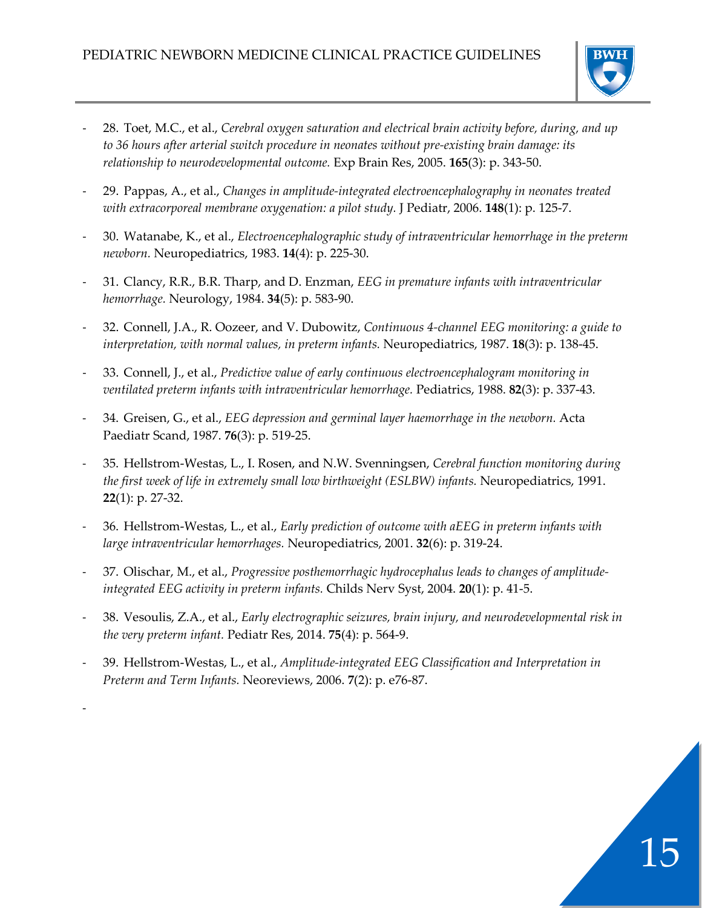- 28. Toet, M.C., et al., *Cerebral oxygen saturation and electrical brain activity before, during, and up to 36 hours after arterial switch procedure in neonates without pre-existing brain damage: its relationship to neurodevelopmental outcome.* Exp Brain Res, 2005. **165**(3): p. 343-50.
- 29. Pappas, A., et al., *Changes in amplitude-integrated electroencephalography in neonates treated with extracorporeal membrane oxygenation: a pilot study.* J Pediatr, 2006. **148**(1): p. 125-7.
- 30. Watanabe, K., et al., *Electroencephalographic study of intraventricular hemorrhage in the preterm newborn.* Neuropediatrics, 1983. **14**(4): p. 225-30.
- 31. Clancy, R.R., B.R. Tharp, and D. Enzman, *EEG in premature infants with intraventricular hemorrhage.* Neurology, 1984. **34**(5): p. 583-90.
- 32. Connell, J.A., R. Oozeer, and V. Dubowitz, *Continuous 4-channel EEG monitoring: a guide to interpretation, with normal values, in preterm infants.* Neuropediatrics, 1987. **18**(3): p. 138-45.
- 33. Connell, J., et al., *Predictive value of early continuous electroencephalogram monitoring in ventilated preterm infants with intraventricular hemorrhage.* Pediatrics, 1988. **82**(3): p. 337-43.
- 34. Greisen, G., et al., *EEG depression and germinal layer haemorrhage in the newborn.* Acta Paediatr Scand, 1987. **76**(3): p. 519-25.
- 35. Hellstrom-Westas, L., I. Rosen, and N.W. Svenningsen, *Cerebral function monitoring during the first week of life in extremely small low birthweight (ESLBW) infants.* Neuropediatrics, 1991. **22**(1): p. 27-32.
- 36. Hellstrom-Westas, L., et al., *Early prediction of outcome with aEEG in preterm infants with large intraventricular hemorrhages.* Neuropediatrics, 2001. **32**(6): p. 319-24.
- 37. Olischar, M., et al., *Progressive posthemorrhagic hydrocephalus leads to changes of amplitude-integrated EEG activity in preterm infants.* Childs Nerv Syst, 2004. **20**(1): p. 41-5.
- 38. Vesoulis, Z.A., et al., *Early electrographic seizures, brain injury, and neurodevelopmental risk in the very preterm infant.* Pediatr Res, 2014. **75**(4): p. 564-9.
- 39. Hellstrom-Westas, L., et al., *Amplitude-integrated EEG Classification and Interpretation in Preterm and Term Infants.* Neoreviews, 2006. **7**(2): p. e76-87.